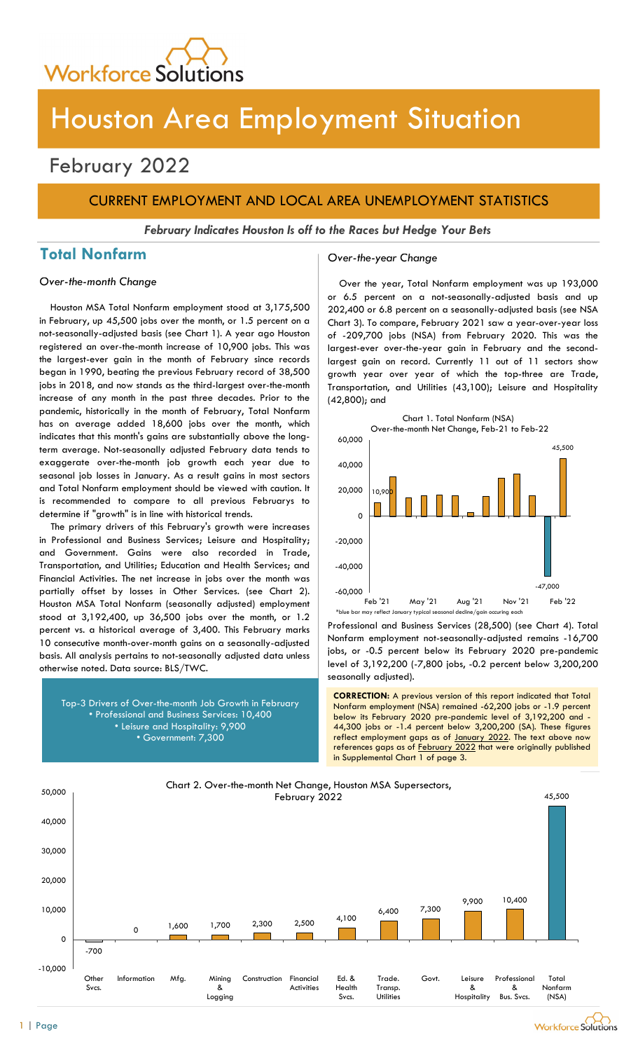# Houston Area Employment Situation

## February 2022

### CURRENT EMPLOYMENT AND LOCAL AREA UNEMPLOYMENT STATISTICS

***February Indicates Houston Is off to the Races but Hedge Your Bets***

## Total Nonfarm

*Over-the-month Change*

Houston MSA Total Nonfarm employment stood at 3,175,500 in February, up 45,500 jobs over the month, or 1.5 percent on a not-seasonally-adjusted basis (see Chart 1). A year ago Houston registered an over-the-month increase of 10,900 jobs. This was the largest-ever gain in the month of February since records began in 1990, beating the previous February record of 38,500 jobs in 2018, and now stands as the third-largest over-the-month increase of any month in the past three decades. Prior to the pandemic, historically in the month of February, Total Nonfarm has on average added 18,600 jobs over the month, which indicates that this month's gains are substantially above the long-term average. Not-seasonally adjusted February data tends to exaggerate over-the-month job growth each year due to seasonal job losses in January. As a result gains in most sectors and Total Nonfarm employment should be viewed with caution. It is recommended to compare to all previous Februarys to determine if "growth" is in line with historical trends.

The primary drivers of this February's growth were increases in Professional and Business Services; Leisure and Hospitality; and Government. Gains were also recorded in Trade, Transportation, and Utilities; Education and Health Services; and Financial Activities. The net increase in jobs over the month was partially offset by losses in Other Services. (see Chart 2). Houston MSA Total Nonfarm (seasonally adjusted) employment stood at 3,192,400, up 36,500 jobs over the month, or 1.2 percent vs. a historical average of 3,400. This February marks 10 consecutive month-over-month gains on a seasonally-adjusted basis. All analysis pertains to not-seasonally adjusted data unless otherwise noted. Data source: BLS/TWC.

Top-3 Drivers of Over-the-month Job Growth in February
- Professional and Business Services: 10,400
- Leisure and Hospitality: 9,900
- Government: 7,300

*Over-the-year Change*

Over the year, Total Nonfarm employment was up 193,000 or 6.5 percent on a not-seasonally-adjusted basis and up 202,400 or 6.8 percent on a seasonally-adjusted basis (see NSA Chart 3). To compare, February 2021 saw a year-over-year loss of -209,700 jobs (NSA) from February 2020. This was the largest-ever over-the-year gain in February and the second-largest gain on record. Currently 11 out of 11 sectors show growth year over year of which the top-three are Trade, Transportation, and Utilities (43,100); Leisure and Hospitality (42,800); and Professional and Business Services (28,500) (see Chart 4). Total Nonfarm employment not-seasonally-adjusted remains -16,700 jobs, or -0.5 percent below its February 2020 pre-pandemic level of 3,192,200 (-7,800 jobs, -0.2 percent below 3,200,200 seasonally adjusted).

Chart 1. Total Nonfarm (NSA) Over-the-month Net Change, Feb-21 to Feb-22

*blue bar may reflect January typical seasonal decline/gain occuring each

**CORRECTION:** A previous version of this report indicated that Total Nonfarm employment (NSA) remained -62,200 jobs or -1.9 percent below its February 2020 pre-pandemic level of 3,192,200 and -44,300 jobs or -1.4 percent below 3,200,200 (SA). These figures reflect employment gaps as of January 2022. The text above now references gaps as of February 2022 that were originally published in Supplemental Chart 1 of page 3.

Chart 2. Over-the-month Net Change, Houston MSA Supersectors, February 2022

| Supersector | Net Change |
|---|---|
| Other Svcs. | -700 |
| Information | 0 |
| Mfg. | 1,600 |
| Mining & Logging | 1,700 |
| Construction | 2,300 |
| Financial Activities | 2,500 |
| Ed. & Health Svcs. | 4,100 |
| Trade. Transp. Utilities | 6,400 |
| Govt. | 7,300 |
| Leisure & Hospitality | 9,900 |
| Professional & Bus. Svcs. | 10,400 |
| Total Nonfarm (NSA) | 45,500 |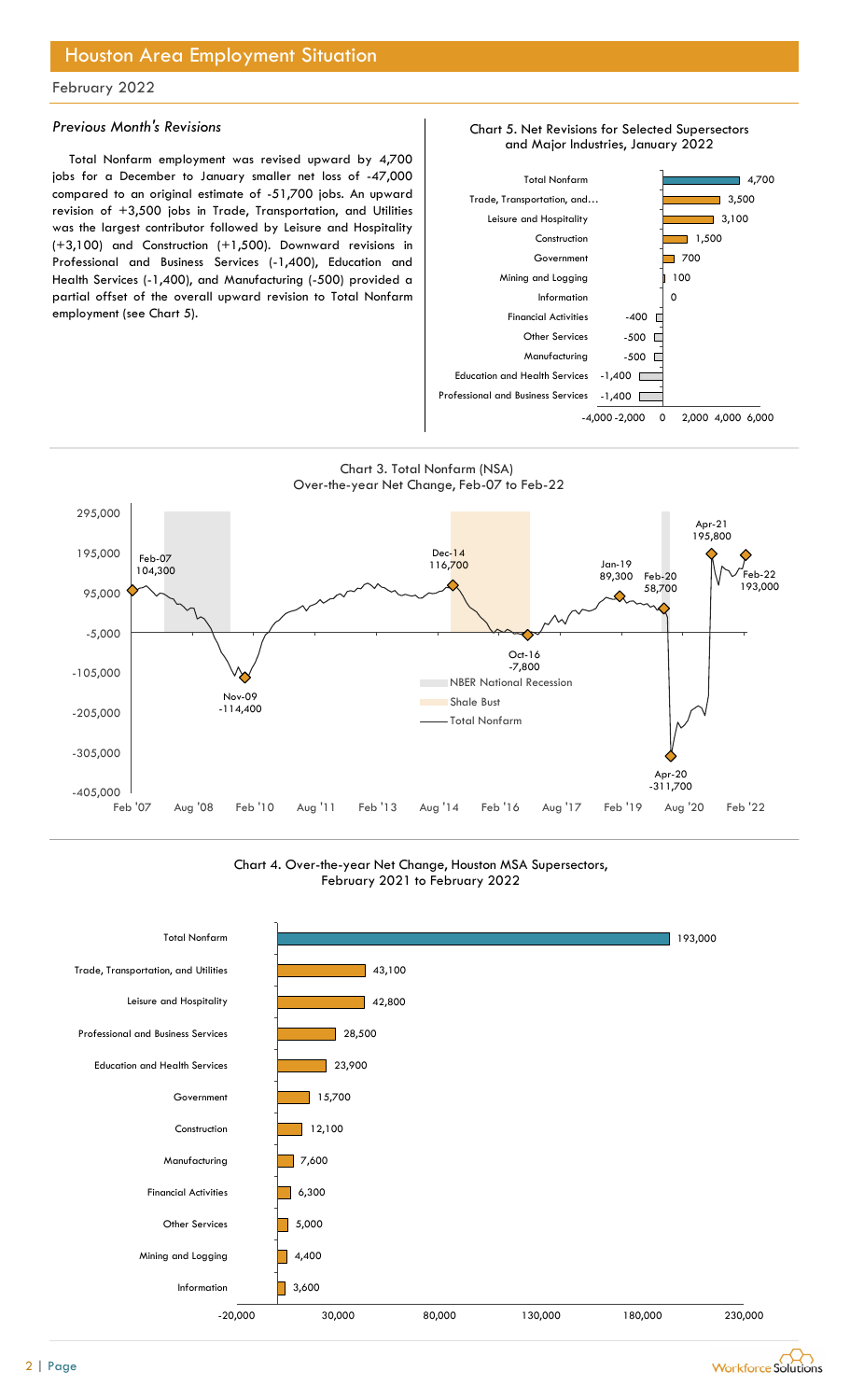## Houston Area Employment Situation

February 2022

### *Previous Month's Revisions*

Total Nonfarm employment was revised upward by 4,700 jobs for a December to January smaller net loss of -47,000 compared to an original estimate of -51,700 jobs. An upward revision of +3,500 jobs in Trade, Transportation, and Utilities was the largest contributor followed by Leisure and Hospitality (+3,100) and Construction (+1,500). Downward revisions in Professional and Business Services (-1,400), Education and Health Services (-1,400), and Manufacturing (-500) provided a partial offset of the overall upward revision to Total Nonfarm employment (see Chart 5).

**Chart 5. Net Revisions for Selected Supersectors and Major Industries, January 2022**

| Sector | Revision |
|---|---|
| Total Nonfarm | 4,700 |
| Trade, Transportation, and… | 3,500 |
| Leisure and Hospitality | 3,100 |
| Construction | 1,500 |
| Government | 700 |
| Mining and Logging | 100 |
| Information | 0 |
| Financial Activities | -400 |
| Other Services | -500 |
| Manufacturing | -500 |
| Education and Health Services | -1,400 |
| Professional and Business Services | -1,400 |

**Chart 3. Total Nonfarm (NSA) Over-the-year Net Change, Feb-07 to Feb-22**

Labeled points: Feb-07 104,300; Nov-09 -114,400; Dec-14 116,700; Oct-16 -7,800; Jan-19 89,300; Feb-20 58,700; Apr-20 -311,700; Apr-21 195,800; Feb-22 193,000

Legend: NBER National Recession; Shale Bust; Total Nonfarm

**Chart 4. Over-the-year Net Change, Houston MSA Supersectors, February 2021 to February 2022**

| Sector | Net Change |
|---|---|
| Total Nonfarm | 193,000 |
| Trade, Transportation, and Utilities | 43,100 |
| Leisure and Hospitality | 42,800 |
| Professional and Business Services | 28,500 |
| Education and Health Services | 23,900 |
| Government | 15,700 |
| Construction | 12,100 |
| Manufacturing | 7,600 |
| Financial Activities | 6,300 |
| Other Services | 5,000 |
| Mining and Logging | 4,400 |
| Information | 3,600 |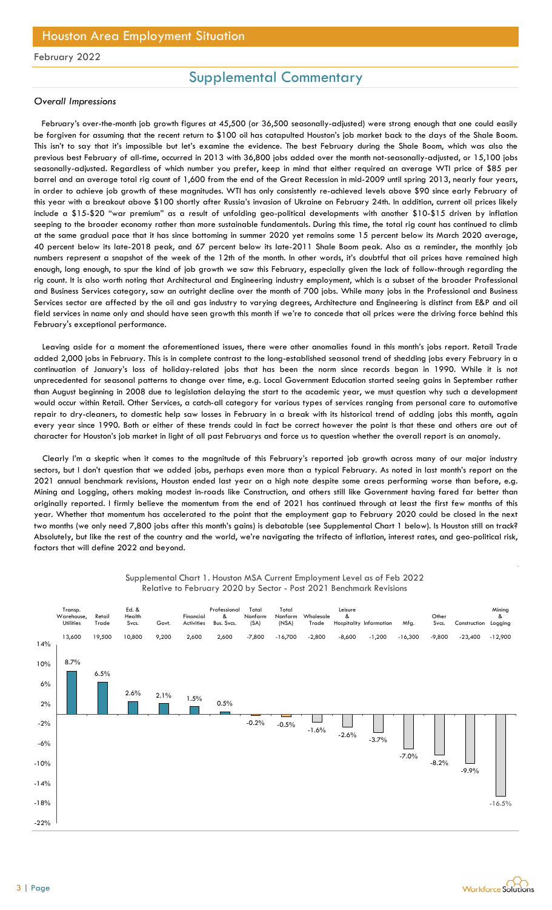## Houston Area Employment Situation

February 2022

# Supplemental Commentary

### *Overall Impressions*

February's over-the-month job growth figures at 45,500 (or 36,500 seasonally-adjusted) were strong enough that one could easily be forgiven for assuming that the recent return to $100 oil has catapulted Houston's job market back to the days of the Shale Boom. This isn't to say that it's impossible but let's examine the evidence. The best February during the Shale Boom, which was also the previous best February of all-time, occurred in 2013 with 36,800 jobs added over the month not-seasonally-adjusted, or 15,100 jobs seasonally-adjusted. Regardless of which number you prefer, keep in mind that either required an average WTI price of $85 per barrel and an average total rig count of 1,600 from the end of the Great Recession in mid-2009 until spring 2013, nearly four years, in order to achieve job growth of these magnitudes. WTI has only consistently re-achieved levels above $90 since early February of this year with a breakout above $100 shortly after Russia's invasion of Ukraine on February 24th. In addition, current oil prices likely include a $15-$20 "war premium" as a result of unfolding geo-political developments with another $10-$15 driven by inflation seeping to the broader economy rather than more sustainable fundamentals. During this time, the total rig count has continued to climb at the same gradual pace that it has since bottoming in summer 2020 yet remains some 15 percent below its March 2020 average, 40 percent below its late-2018 peak, and 67 percent below its late-2011 Shale Boom peak. Also as a reminder, the monthly job numbers represent a snapshot of the week of the 12th of the month. In other words, it's doubtful that oil prices have remained high enough, long enough, to spur the kind of job growth we saw this February, especially given the lack of follow-through regarding the rig count. It is also worth noting that Architectural and Engineering industry employment, which is a subset of the broader Professional and Business Services category, saw an outright decline over the month of 700 jobs. While many jobs in the Professional and Business Services sector are affected by the oil and gas industry to varying degrees, Architecture and Engineering is distinct from E&P and oil field services in name only and should have seen growth this month if we're to concede that oil prices were the driving force behind this February's exceptional performance.

Leaving aside for a moment the aforementioned issues, there were other anomalies found in this month's jobs report. Retail Trade added 2,000 jobs in February. This is in complete contrast to the long-established seasonal trend of shedding jobs every February in a continuation of January's loss of holiday-related jobs that has been the norm since records began in 1990. While it is not unprecedented for seasonal patterns to change over time, e.g. Local Government Education started seeing gains in September rather than August beginning in 2008 due to legislation delaying the start to the academic year, we must question why such a development would occur within Retail. Other Services, a catch-all category for various types of services ranging from personal care to automotive repair to dry-cleaners, to domestic help saw losses in February in a break with its historical trend of adding jobs this month, again every year since 1990. Both or either of these trends could in fact be correct however the point is that these and others are out of character for Houston's job market in light of all past Februarys and force us to question whether the overall report is an anomaly.

Clearly I'm a skeptic when it comes to the magnitude of this February's reported job growth across many of our major industry sectors, but I don't question that we added jobs, perhaps even more than a typical February. As noted in last month's report on the 2021 annual benchmark revisions, Houston ended last year on a high note despite some areas performing worse than before, e.g. Mining and Logging, others making modest in-roads like Construction, and others still like Government having fared far better than originally reported. I firmly believe the momentum from the end of 2021 has continued through at least the first few months of this year. Whether that momentum has accelerated to the point that the employment gap to February 2020 could be closed in the next two months (we only need 7,800 jobs after this month's gains) is debatable (see Supplemental Chart 1 below). Is Houston still on track? Absolutely, but like the rest of the country and the world, we're navigating the trifecta of inflation, interest rates, and geo-political risk, factors that will define 2022 and beyond.

Supplemental Chart 1. Houston MSA Current Employment Level as of Feb 2022 Relative to February 2020 by Sector - Post 2021 Benchmark Revisions

| Sector | Change (Jobs) | Change (%) |
|---|---|---|
| Transp. Warehouse, Utilities | 13,600 | 8.7% |
| Retail Trade | 19,500 | 6.5% |
| Ed. & Health Svcs. | 10,800 | 2.6% |
| Govt. | 9,200 | 2.1% |
| Financial Activities | 2,600 | 1.5% |
| Professional & Bus. Svcs. | 2,600 | 0.5% |
| Total Nonfarm (SA) | -7,800 | -0.2% |
| Total Nonfarm (NSA) | -16,700 | -0.5% |
| Wholesale Trade | -2,800 | -1.6% |
| Leisure & Hospitality | -8,600 | -2.6% |
| Information | -1,200 | -3.7% |
| Mfg. | -16,300 | -7.0% |
| Other Svcs. | -9,800 | -8.2% |
| Construction | -23,400 | -9.9% |
| Mining & Logging | -12,900 | -16.5% |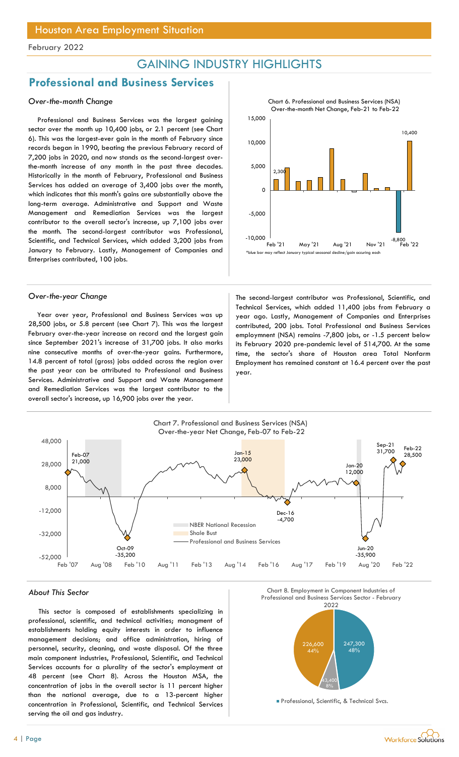February 2022

# GAINING INDUSTRY HIGHLIGHTS

## Professional and Business Services

### *Over-the-month Change*

Professional and Business Services was the largest gaining sector over the month up 10,400 jobs, or 2.1 percent (see Chart 6). This was the largest-ever gain in the month of February since records began in 1990, beating the previous February record of 7,200 jobs in 2020, and now stands as the second-largest over-the-month increase of any month in the past three decades. Historically in the month of February, Professional and Business Services has added an average of 3,400 jobs over the month, which indicates that this month's gains are substantially above the long-term average. Administrative and Support and Waste Management and Remediation Services was the largest contributor to the overall sector's increase, up 7,100 jobs over the month. The second-largest contributor was Professional, Scientific, and Technical Services, which added 3,200 jobs from January to February. Lastly, Management of Companies and Enterprises contributed, 100 jobs.

Chart 6. Professional and Business Services (NSA) Over-the-month Net Change, Feb-21 to Feb-22

*blue bar may reflect January typical seasonal decline/gain occuring each

### *Over-the-year Change*

Year over year, Professional and Business Services was up 28,500 jobs, or 5.8 percent (see Chart 7). This was the largest February over-the-year increase on record and the largest gain since September 2021's increase of 31,700 jobs. It also marks nine consecutive months of over-the-year gains. Furthermore, 14.8 percent of total (gross) jobs added across the region over the past year can be attributed to Professional and Business Services. Administrative and Support and Waste Management and Remediation Services was the largest contributor to the overall sector's increase, up 16,900 jobs over the year. The second-largest contributor was Professional, Scientific, and Technical Services, which added 11,400 jobs from February a year ago. Lastly, Management of Companies and Enterprises contributed, 200 jobs. Total Professional and Business Services employmnent (NSA) remains -7,800 jobs, or -1.5 percent below its February 2020 pre-pandemic level of 514,700. At the same time, the sector's share of Houston area Total Nonfarm Employment has remained constant at 16.4 percent over the past year.

Chart 7. Professional and Business Services (NSA) Over-the-year Net Change, Feb-07 to Feb-22

### *About This Sector*

This sector is composed of establishments specializing in professional, scientific, and technical activities; managment of establishments holding equity interests in order to influence management decisions; and office administration, hiring of personnel, security, cleaning, and waste disposal. Of the three main component industries, Professional, Scientific, and Technical Services accounts for a plurality of the sector's employment at 48 percent (see Chart 8). Across the Houston MSA, the concentration of jobs in the overall sector is 11 percent higher than the national average, due to a 13-percent higher concentration in Professional, Scientific, and Technical Services serving the oil and gas industry.

Chart 8. Employment in Component Industries of Professional and Business Services Sector - February 2022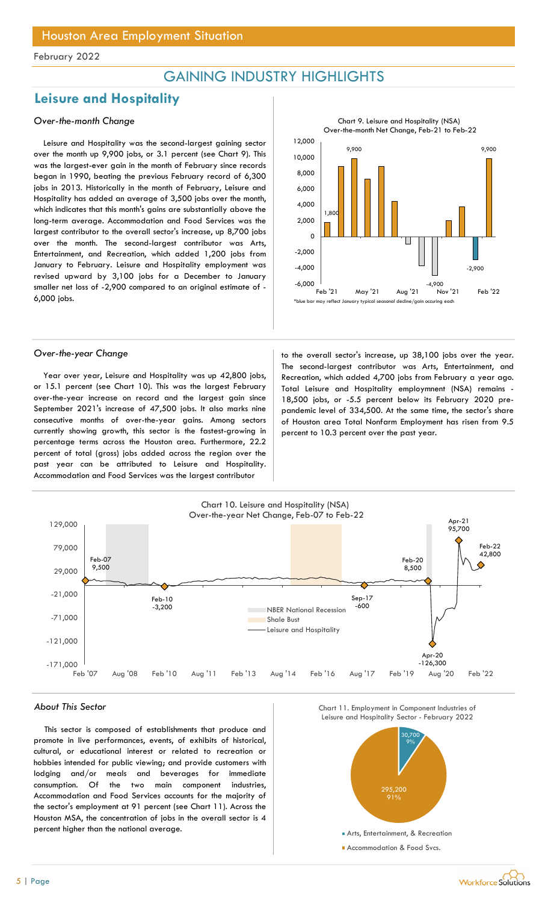## Houston Area Employment Situation

February 2022

# GAINING INDUSTRY HIGHLIGHTS

## Leisure and Hospitality

### *Over-the-month Change*

Leisure and Hospitality was the second-largest gaining sector over the month up 9,900 jobs, or 3.1 percent (see Chart 9). This was the largest-ever gain in the month of February since records began in 1990, beating the previous February record of 6,300 jobs in 2013. Historically in the month of February, Leisure and Hospitality has added an average of 3,500 jobs over the month, which indicates that this month's gains are substantially above the long-term average. Accommodation and Food Services was the largest contributor to the overall sector's increase, up 8,700 jobs over the month. The second-largest contributor was Arts, Entertainment, and Recreation, which added 1,200 jobs from January to February. Leisure and Hospitality employment was revised upward by 3,100 jobs for a December to January smaller net loss of -2,900 compared to an original estimate of -6,000 jobs.

Chart 9. Leisure and Hospitality (NSA) Over-the-month Net Change, Feb-21 to Feb-22

*blue bar may reflect January typical seasonal decline/gain occuring each

### *Over-the-year Change*

Year over year, Leisure and Hospitality was up 42,800 jobs, or 15.1 percent (see Chart 10). This was the largest February over-the-year increase on record and the largest gain since September 2021's increase of 47,500 jobs. It also marks nine consecutive months of over-the-year gains. Among sectors currently showing growth, this sector is the fastest-growing in percentage terms across the Houston area. Furthermore, 22.2 percent of total (gross) jobs added across the region over the past year can be attributed to Leisure and Hospitality. Accommodation and Food Services was the largest contributor to the overall sector's increase, up 38,100 jobs over the year. The second-largest contributor was Arts, Entertainment, and Recreation, which added 4,700 jobs from February a year ago. Total Leisure and Hospitality employment (NSA) remains -18,500 jobs, or -5.5 percent below its February 2020 pre-pandemic level of 334,500. At the same time, the sector's share of Houston area Total Nonfarm Employment has risen from 9.5 percent to 10.3 percent over the past year.

Chart 10. Leisure and Hospitality (NSA) Over-the-year Net Change, Feb-07 to Feb-22

### *About This Sector*

This sector is composed of establishments that produce and promote in live performances, events, of exhibits of historical, cultural, or educational interest or related to recreation or hobbies intended for public viewing; and provide customers with lodging and/or meals and beverages for immediate consumption. Of the two main component industries, Accommodation and Food Services accounts for the majority of the sector's employment at 91 percent (see Chart 11). Across the Houston MSA, the concentration of jobs in the overall sector is 4 percent higher than the national average.

Chart 11. Employment in Component Industries of Leisure and Hospitality Sector - February 2022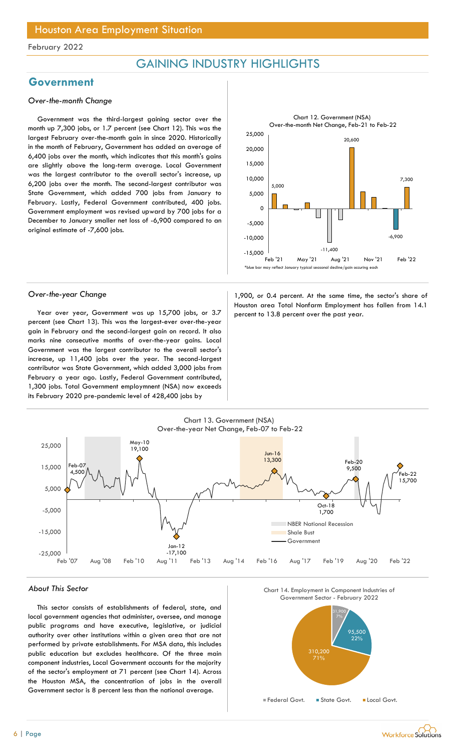# Houston Area Employment Situation

February 2022

## GAINING INDUSTRY HIGHLIGHTS

## Government

### *Over-the-month Change*

Government was the third-largest gaining sector over the month up 7,300 jobs, or 1.7 percent (see Chart 12). This was the largest February over-the-month gain in since 2020. Historically in the month of February, Government has added an average of 6,400 jobs over the month, which indicates that this month's gains are slightly above the long-term average. Local Government was the largest contributor to the overall sector's increase, up 6,200 jobs over the month. The second-largest contributor was State Government, which added 700 jobs from January to February. Lastly, Federal Government contributed, 400 jobs. Government employment was revised upward by 700 jobs for a December to January smaller net loss of -6,900 compared to an original estimate of -7,600 jobs.

Chart 12. Government (NSA) Over-the-month Net Change, Feb-21 to Feb-22

*blue bar may reflect January typical seasonal decline/gain occuring each

### *Over-the-year Change*

Year over year, Government was up 15,700 jobs, or 3.7 percent (see Chart 13). This was the largest-ever over-the-year gain in February and the second-largest gain on record. It also marks nine consecutive months of over-the-year gains. Local Government was the largest contributor to the overall sector's increase, up 11,400 jobs over the year. The second-largest contributor was State Government, which added 3,000 jobs from February a year ago. Lastly, Federal Government contributed, 1,300 jobs. Total Government employmnent (NSA) now exceeds its February 2020 pre-pandemic level of 428,400 jobs by 1,900, or 0.4 percent. At the same time, the sector's share of Houston area Total Nonfarm Employment has fallen from 14.1 percent to 13.8 percent over the past year.

Chart 13. Government (NSA) Over-the-year Net Change, Feb-07 to Feb-22

### *About This Sector*

This sector consists of establishments of federal, state, and local government agencies that administer, oversee, and manage public programs and have executive, legislative, or judicial authority over other institutions within a given area that are not performed by private establishments. For MSA data, this includes public education but excludes healthcare. Of the three main component industries, Local Government accounts for the majority of the sector's employment at 71 percent (see Chart 14). Across the Houston MSA, the concentration of jobs in the overall Government sector is 8 percent less than the national average.

Chart 14. Employment in Component Industries of Government Sector - February 2022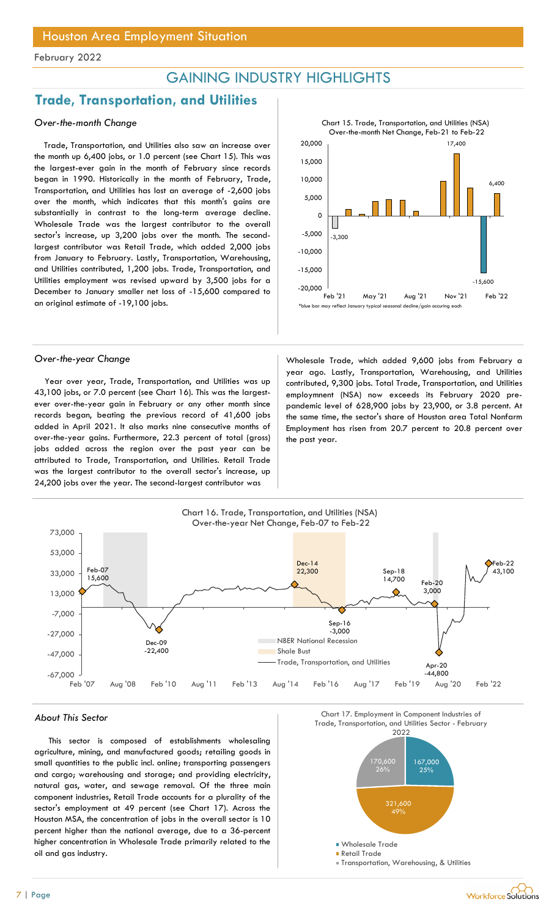## GAINING INDUSTRY HIGHLIGHTS

## Trade, Transportation, and Utilities

### *Over-the-month Change*

Trade, Transportation, and Utilities also saw an increase over the month up 6,400 jobs, or 1.0 percent (see Chart 15). This was the largest-ever gain in the month of February since records began in 1990. Historically in the month of February, Trade, Transportation, and Utilities has lost an average of -2,600 jobs over the month, which indicates that this month's gains are substantially in contrast to the long-term average decline. Wholesale Trade was the largest contributor to the overall sector's increase, up 3,200 jobs over the month. The second-largest contributor was Retail Trade, which added 2,000 jobs from January to February. Lastly, Transportation, Warehousing, and Utilities contributed, 1,200 jobs. Trade, Transportation, and Utilities employment was revised upward by 3,500 jobs for a December to January smaller net loss of -15,600 compared to an original estimate of -19,100 jobs.

Chart 15. Trade, Transportation, and Utilities (NSA) Over-the-month Net Change, Feb-21 to Feb-22

*blue bar may reflect January typical seasonal decline/gain occuring each

### *Over-the-year Change*

Year over year, Trade, Transportation, and Utilities was up 43,100 jobs, or 7.0 percent (see Chart 16). This was the largest-ever over-the-year gain in February or any other month since records began, beating the previous record of 41,600 jobs added in April 2021. It also marks nine consecutive months of over-the-year gains. Furthermore, 22.3 percent of total (gross) jobs added across the region over the past year can be attributed to Trade, Transportation, and Utilities. Retail Trade was the largest contributor to the overall sector's increase, up 24,200 jobs over the year. The second-largest contributor was Wholesale Trade, which added 9,600 jobs from February a year ago. Lastly, Transportation, Warehousing, and Utilities contributed, 9,300 jobs. Total Trade, Transportation, and Utilities employment (NSA) now exceeds its February 2020 pre-pandemic level of 628,900 jobs by 23,900, or 3.8 percent. At the same time, the sector's share of Houston area Total Nonfarm Employment has risen from 20.7 percent to 20.8 percent over the past year.

Chart 16. Trade, Transportation, and Utilities (NSA) Over-the-year Net Change, Feb-07 to Feb-22

### *About This Sector*

This sector is composed of establishments wholesaling agriculture, mining, and manufactured goods; retailing goods in small quantities to the public incl. online; transporting passengers and cargo; warehousing and storage; and providing electricity, natural gas, water, and sewage removal. Of the three main component industries, Retail Trade accounts for a plurality of the sector's employment at 49 percent (see Chart 17). Across the Houston MSA, the concentration of jobs in the overall sector is 10 percent higher than the national average, due to a 36-percent higher concentration in Wholesale Trade primarily related to the oil and gas industry.

Chart 17. Employment in Component Industries of Trade, Transportation, and Utilities Sector - February 2022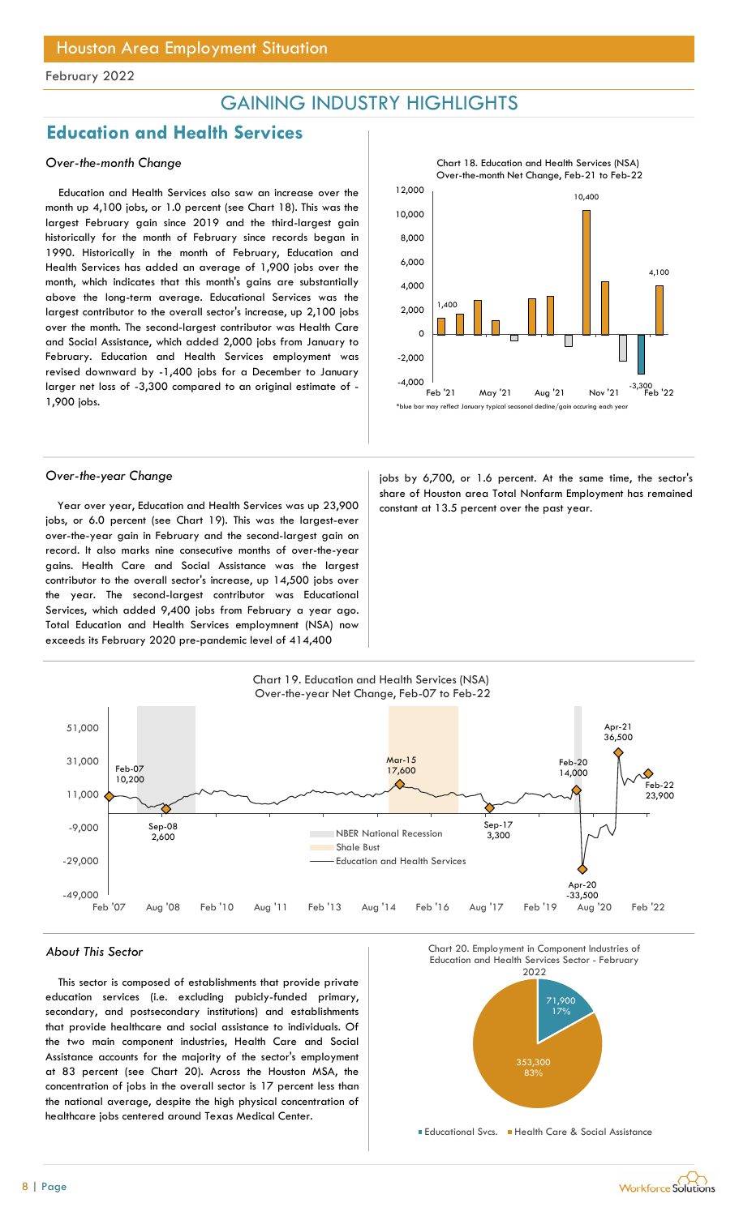February 2022

# GAINING INDUSTRY HIGHLIGHTS

## Education and Health Services

### *Over-the-month Change*

Education and Health Services also saw an increase over the month up 4,100 jobs, or 1.0 percent (see Chart 18). This was the largest February gain since 2019 and the third-largest gain historically for the month of February since records began in 1990. Historically in the month of February, Education and Health Services has added an average of 1,900 jobs over the month, which indicates that this month's gains are substantially above the long-term average. Educational Services was the largest contributor to the overall sector's increase, up 2,100 jobs over the month. The second-largest contributor was Health Care and Social Assistance, which added 2,000 jobs from January to February. Education and Health Services employment was revised downward by -1,400 jobs for a December to January larger net loss of -3,300 compared to an original estimate of -1,900 jobs.

Chart 18. Education and Health Services (NSA) Over-the-month Net Change, Feb-21 to Feb-22

*blue bar may reflect January typical seasonal decline/gain occuring each year

### *Over-the-year Change*

Year over year, Education and Health Services was up 23,900 jobs, or 6.0 percent (see Chart 19). This was the largest-ever over-the-year gain in February and the second-largest gain on record. It also marks nine consecutive months of over-the-year gains. Health Care and Social Assistance was the largest contributor to the overall sector's increase, up 14,500 jobs over the year. The second-largest contributor was Educational Services, which added 9,400 jobs from February a year ago. Total Education and Health Services employmnent (NSA) now exceeds its February 2020 pre-pandemic level of 414,400 jobs by 6,700, or 1.6 percent. At the same time, the sector's share of Houston area Total Nonfarm Employment has remained constant at 13.5 percent over the past year.

Chart 19. Education and Health Services (NSA) Over-the-year Net Change, Feb-07 to Feb-22

### *About This Sector*

This sector is composed of establishments that provide private education services (i.e. excluding pubicly-funded primary, secondary, and postsecondary institutions) and establishments that provide healthcare and social assistance to individuals. Of the two main component industries, Health Care and Social Assistance accounts for the majority of the sector's employment at 83 percent (see Chart 20). Across the Houston MSA, the concentration of jobs in the overall sector is 17 percent less than the national average, despite the high physical concentration of healthcare jobs centered around Texas Medical Center.

Chart 20. Employment in Component Industries of Education and Health Services Sector - February 2022

| Component Industry | Employment | Share |
|---|---|---|
| Educational Svcs. | 71,900 | 17% |
| Health Care & Social Assistance | 353,300 | 83% |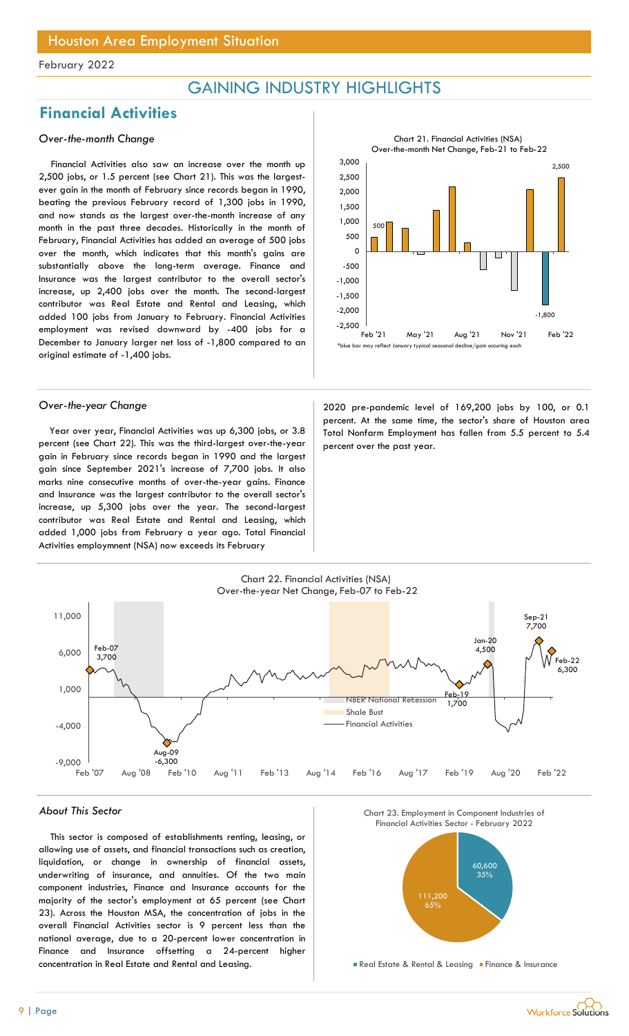# GAINING INDUSTRY HIGHLIGHTS

## Financial Activities

### *Over-the-month Change*

Financial Activities also saw an increase over the month up 2,500 jobs, or 1.5 percent (see Chart 21). This was the largest-ever gain in the month of February since records began in 1990, beating the previous February record of 1,300 jobs in 1990, and now stands as the largest over-the-month increase of any month in the past three decades. Historically in the month of February, Financial Activities has added an average of 500 jobs over the month, which indicates that this month's gains are substantially above the long-term average. Finance and Insurance was the largest contributor to the overall sector's increase, up 2,400 jobs over the month. The second-largest contributor was Real Estate and Rental and Leasing, which added 100 jobs from January to February. Financial Activities employment was revised downward by -400 jobs for a December to January larger net loss of -1,800 compared to an original estimate of -1,400 jobs.

Chart 21. Financial Activities (NSA) Over-the-month Net Change, Feb-21 to Feb-22

*blue bar may reflect January typical seasonal decline/gain occuring each

### *Over-the-year Change*

Year over year, Financial Activities was up 6,300 jobs, or 3.8 percent (see Chart 22). This was the third-largest over-the-year gain in February since records began in 1990 and the largest gain since September 2021's increase of 7,700 jobs. It also marks nine consecutive months of over-the-year gains. Finance and Insurance was the largest contributor to the overall sector's increase, up 5,300 jobs over the year. The second-largest contributor was Real Estate and Rental and Leasing, which added 1,000 jobs from February a year ago. Total Financial Activities employmnent (NSA) now exceeds its February 2020 pre-pandemic level of 169,200 jobs by 100, or 0.1 percent. At the same time, the sector's share of Houston area Total Nonfarm Employment has fallen from 5.5 percent to 5.4 percent over the past year.

Chart 22. Financial Activities (NSA) Over-the-year Net Change, Feb-07 to Feb-22

### *About This Sector*

This sector is composed of establishments renting, leasing, or allowing use of assets, and financial transactions such as creation, liquidation, or change in ownership of financial assets, underwriting of insurance, and annuities. Of the two main component industries, Finance and Insurance accounts for the majority of the sector's employment at 65 percent (see Chart 23). Across the Houston MSA, the concentration of jobs in the overall Financial Activities sector is 9 percent less than the national average, due to a 20-percent lower concentration in Finance and Insurance offsetting a 24-percent higher concentration in Real Estate and Rental and Leasing.

Chart 23. Employment in Component Industries of Financial Activities Sector - February 2022

| Component Industry | Employment | Share |
|---|---|---|
| Real Estate & Rental & Leasing | 60,600 | 35% |
| Finance & Insurance | 111,200 | 65% |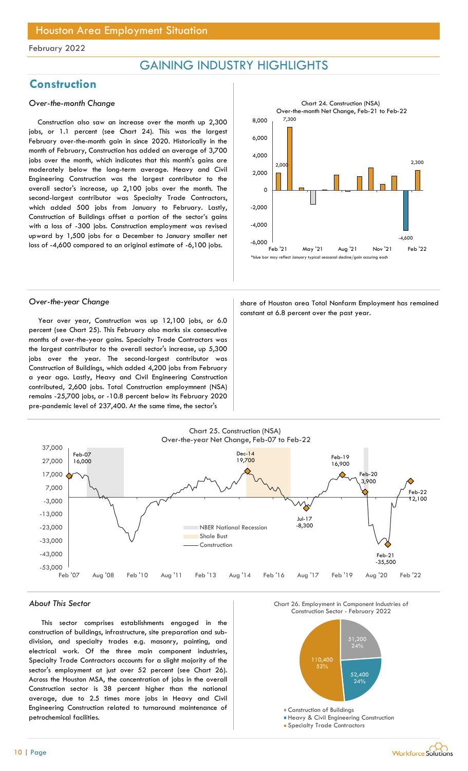## GAINING INDUSTRY HIGHLIGHTS

## Construction

*Over-the-month Change*

Construction also saw an increase over the month up 2,300 jobs, or 1.1 percent (see Chart 24). This was the largest February over-the-month gain in since 2020. Historically in the month of February, Construction has added an average of 3,700 jobs over the month, which indicates that this month's gains are moderately below the long-term average. Heavy and Civil Engineering Construction was the largest contributor to the overall sector's increase, up 2,100 jobs over the month. The second-largest contributor was Specialty Trade Contractors, which added 500 jobs from January to February. Lastly, Construction of Buildings offset a portion of the sector's gains with a loss of -300 jobs. Construction employment was revised upward by 1,500 jobs for a December to January smaller net loss of -4,600 compared to an original estimate of -6,100 jobs.

Chart 24. Construction (NSA) Over-the-month Net Change, Feb-21 to Feb-22

*blue bar may reflect January typical seasonal decline/gain occuring each

*Over-the-year Change*

Year over year, Construction was up 12,100 jobs, or 6.0 percent (see Chart 25). This February also marks six consecutive months of over-the-year gains. Specialty Trade Contractors was the largest contributor to the overall sector's increase, up 5,300 jobs over the year. The second-largest contributor was Construction of Buildings, which added 4,200 jobs from February a year ago. Lastly, Heavy and Civil Engineering Construction contributed, 2,600 jobs. Total Construction employment (NSA) remains -25,700 jobs, or -10.8 percent below its February 2020 pre-pandemic level of 237,400. At the same time, the sector's share of Houston area Total Nonfarm Employment has remained constant at 6.8 percent over the past year.

Chart 25. Construction (NSA) Over-the-year Net Change, Feb-07 to Feb-22

*About This Sector*

This sector comprises establishments engaged in the construction of buildings, infrastructure, site preparation and sub-division, and specialty trades e.g. masonry, painting, and electrical work. Of the three main component industries, Specialty Trade Contractors accounts for a slight majority of the sector's employment at just over 52 percent (see Chart 26). Across the Houston MSA, the concentration of jobs in the overall Construction sector is 38 percent higher than the national average, due to 2.5 times more jobs in Heavy and Civil Engineering Construction related to turnaround maintenance of petrochemical facilities.

Chart 26. Employment in Component Industries of Construction Sector - February 2022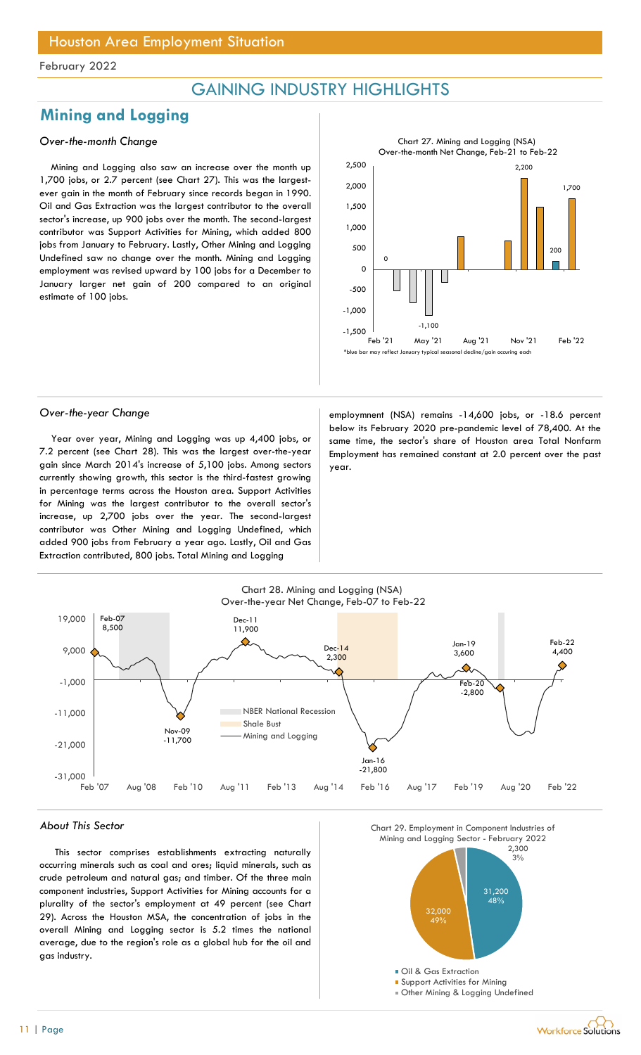# Houston Area Employment Situation

February 2022

## GAINING INDUSTRY HIGHLIGHTS

## Mining and Logging

### *Over-the-month Change*

Mining and Logging also saw an increase over the month up 1,700 jobs, or 2.7 percent (see Chart 27). This was the largest-ever gain in the month of February since records began in 1990. Oil and Gas Extraction was the largest contributor to the overall sector's increase, up 900 jobs over the month. The second-largest contributor was Support Activities for Mining, which added 800 jobs from January to February. Lastly, Other Mining and Logging Undefined saw no change over the month. Mining and Logging employment was revised upward by 100 jobs for a December to January larger net gain of 200 compared to an original estimate of 100 jobs.

Chart 27. Mining and Logging (NSA) Over-the-month Net Change, Feb-21 to Feb-22

*blue bar may reflect January typical seasonal decline/gain occuring each

### *Over-the-year Change*

Year over year, Mining and Logging was up 4,400 jobs, or 7.2 percent (see Chart 28). This was the largest over-the-year gain since March 2014's increase of 5,100 jobs. Among sectors currently showing growth, this sector is the third-fastest growing in percentage terms across the Houston area. Support Activities for Mining was the largest contributor to the overall sector's increase, up 2,700 jobs over the year. The second-largest contributor was Other Mining and Logging Undefined, which added 900 jobs from February a year ago. Lastly, Oil and Gas Extraction contributed, 800 jobs. Total Mining and Logging employmnent (NSA) remains -14,600 jobs, or -18.6 percent below its February 2020 pre-pandemic level of 78,400. At the same time, the sector's share of Houston area Total Nonfarm Employment has remained constant at 2.0 percent over the past year.

Chart 28. Mining and Logging (NSA) Over-the-year Net Change, Feb-07 to Feb-22

### *About This Sector*

This sector comprises establishments extracting naturally occurring minerals such as coal and ores; liquid minerals, such as crude petroleum and natural gas; and timber. Of the three main component industries, Support Activities for Mining accounts for a plurality of the sector's employment at 49 percent (see Chart 29). Across the Houston MSA, the concentration of jobs in the overall Mining and Logging sector is 5.2 times the national average, due to the region's role as a global hub for the oil and gas industry.

Chart 29. Employment in Component Industries of Mining and Logging Sector - February 2022

| Component Industry | Employment | Share |
|---|---|---|
| Oil & Gas Extraction | 31,200 | 48% |
| Support Activities for Mining | 32,000 | 49% |
| Other Mining & Logging Undefined | 2,300 | 3% |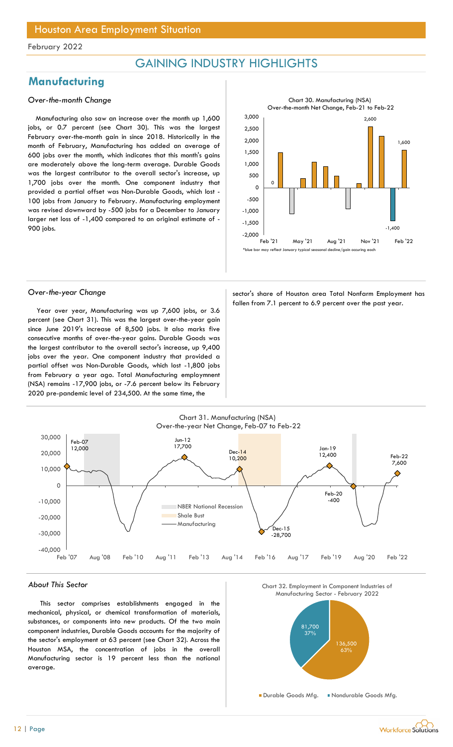Houston Area Employment Situation

February 2022

# GAINING INDUSTRY HIGHLIGHTS

## Manufacturing

### *Over-the-month Change*

Manufacturing also saw an increase over the month up 1,600 jobs, or 0.7 percent (see Chart 30). This was the largest February over-the-month gain in since 2018. Historically in the month of February, Manufacturing has added an average of 600 jobs over the month, which indicates that this month's gains are moderately above the long-term average. Durable Goods was the largest contributor to the overall sector's increase, up 1,700 jobs over the month. One component industry that provided a partial offset was Non-Durable Goods, which lost -100 jobs from January to February. Manufacturing employment was revised downward by -500 jobs for a December to January larger net loss of -1,400 compared to an original estimate of -900 jobs.

Chart 30. Manufacturing (NSA)
Over-the-month Net Change, Feb-21 to Feb-22

*blue bar may reflect January typical seasonal decline/gain occuring each

### *Over-the-year Change*

Year over year, Manufacturing was up 7,600 jobs, or 3.6 percent (see Chart 31). This was the largest over-the-year gain since June 2019's increase of 8,500 jobs. It also marks five consecutive months of over-the-year gains. Durable Goods was the largest contributor to the overall sector's increase, up 9,400 jobs over the year. One component industry that provided a partial offset was Non-Durable Goods, which lost -1,800 jobs from February a year ago. Total Manufacturing employmnent (NSA) remains -17,900 jobs, or -7.6 percent below its February 2020 pre-pandemic level of 234,500. At the same time, the sector's share of Houston area Total Nonfarm Employment has fallen from 7.1 percent to 6.9 percent over the past year.

Chart 31. Manufacturing (NSA)
Over-the-year Net Change, Feb-07 to Feb-22

### *About This Sector*

This sector comprises establishments engaged in the mechanical, physical, or chemical transformation of materials, substances, or components into new products. Of the two main component industries, Durable Goods accounts for the majority of the sector's employment at 63 percent (see Chart 32). Across the Houston MSA, the concentration of jobs in the overall Manufacturing sector is 19 percent less than the national average.

Chart 32. Employment in Component Industries of Manufacturing Sector - February 2022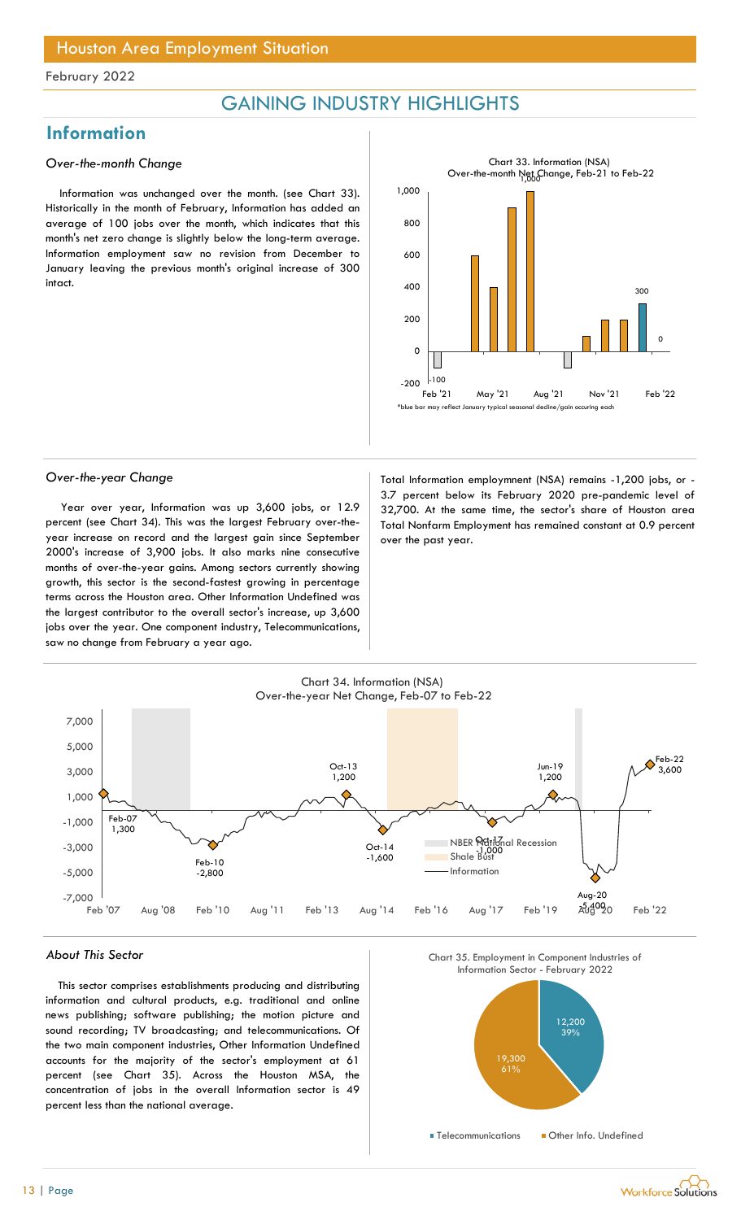# Houston Area Employment Situation

February 2022

## GAINING INDUSTRY HIGHLIGHTS

## Information

### *Over-the-month Change*

Information was unchanged over the month. (see Chart 33). Historically in the month of February, Information has added an average of 100 jobs over the month, which indicates that this month's net zero change is slightly below the long-term average. Information employment saw no revision from December to January leaving the previous month's original increase of 300 intact.

Chart 33. Information (NSA) Over-the-month Net Change, Feb-21 to Feb-22

*blue bar may reflect January typical seasonal decline/gain occuring each

### *Over-the-year Change*

Year over year, Information was up 3,600 jobs, or 12.9 percent (see Chart 34). This was the largest February over-the-year increase on record and the largest gain since September 2000's increase of 3,900 jobs. It also marks nine consecutive months of over-the-year gains. Among sectors currently showing growth, this sector is the second-fastest growing in percentage terms across the Houston area. Other Information Undefined was the largest contributor to the overall sector's increase, up 3,600 jobs over the year. One component industry, Telecommunications, saw no change from February a year ago.

Total Information employmnent (NSA) remains -1,200 jobs, or -3.7 percent below its February 2020 pre-pandemic level of 32,700. At the same time, the sector's share of Houston area Total Nonfarm Employment has remained constant at 0.9 percent over the past year.

Chart 34. Information (NSA) Over-the-year Net Change, Feb-07 to Feb-22

### *About This Sector*

This sector comprises establishments producing and distributing information and cultural products, e.g. traditional and online news publishing; software publishing; the motion picture and sound recording; TV broadcasting; and telecommunications. Of the two main component industries, Other Information Undefined accounts for the majority of the sector's employment at 61 percent (see Chart 35). Across the Houston MSA, the concentration of jobs in the overall Information sector is 49 percent less than the national average.

Chart 35. Employment in Component Industries of Information Sector - February 2022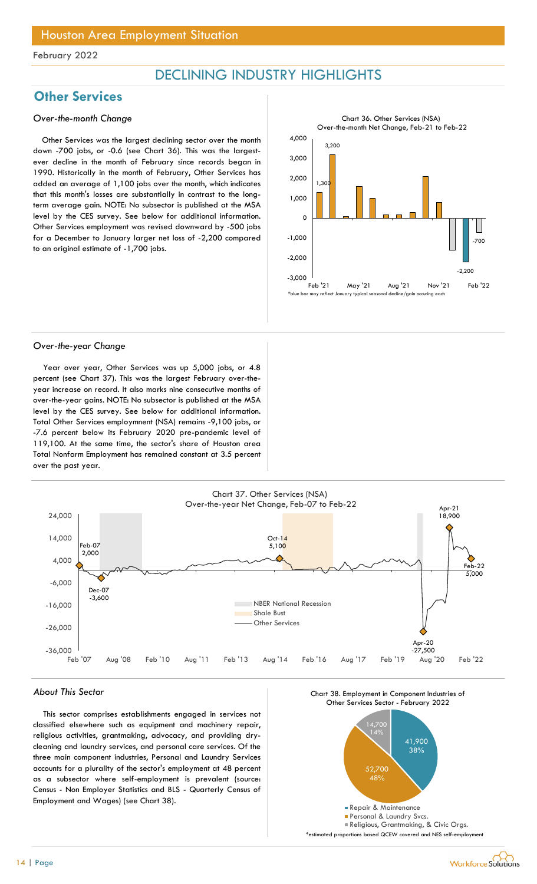## Houston Area Employment Situation

February 2022

# DECLINING INDUSTRY HIGHLIGHTS

## Other Services

### *Over-the-month Change*

Other Services was the largest declining sector over the month down -700 jobs, or -0.6 (see Chart 36). This was the largest-ever decline in the month of February since records began in 1990. Historically in the month of February, Other Services has added an average of 1,100 jobs over the month, which indicates that this month's losses are substantially in contrast to the long-term average gain. NOTE: No subsector is published at the MSA level by the CES survey. See below for additional information. Other Services employment was revised downward by -500 jobs for a December to January larger net loss of -2,200 compared to an original estimate of -1,700 jobs.

Chart 36. Other Services (NSA) Over-the-month Net Change, Feb-21 to Feb-22

*blue bar may reflect January typical seasonal decline/gain occuring each

### *Over-the-year Change*

Year over year, Other Services was up 5,000 jobs, or 4.8 percent (see Chart 37). This was the largest February over-the-year increase on record. It also marks nine consecutive months of over-the-year gains. NOTE: No subsector is published at the MSA level by the CES survey. See below for additional information. Total Other Services employmnent (NSA) remains -9,100 jobs, or -7.6 percent below its February 2020 pre-pandemic level of 119,100. At the same time, the sector's share of Houston area Total Nonfarm Employment has remained constant at 3.5 percent over the past year.

Chart 37. Other Services (NSA) Over-the-year Net Change, Feb-07 to Feb-22

### *About This Sector*

This sector comprises establishments engaged in services not classified elsewhere such as equipment and machinery repair, religious activities, grantmaking, advocacy, and providing dry-cleaning and laundry services, and personal care services. Of the three main component industries, Personal and Laundry Services accounts for a plurality of the sector's employment at 48 percent as a subsector where self-employment is prevalent (source: Census - Non Employer Statistics and BLS - Quarterly Census of Employment and Wages) (see Chart 38).

Chart 38. Employment in Component Industries of Other Services Sector - February 2022

*estimated proportions based QCEW covered and NES self-employment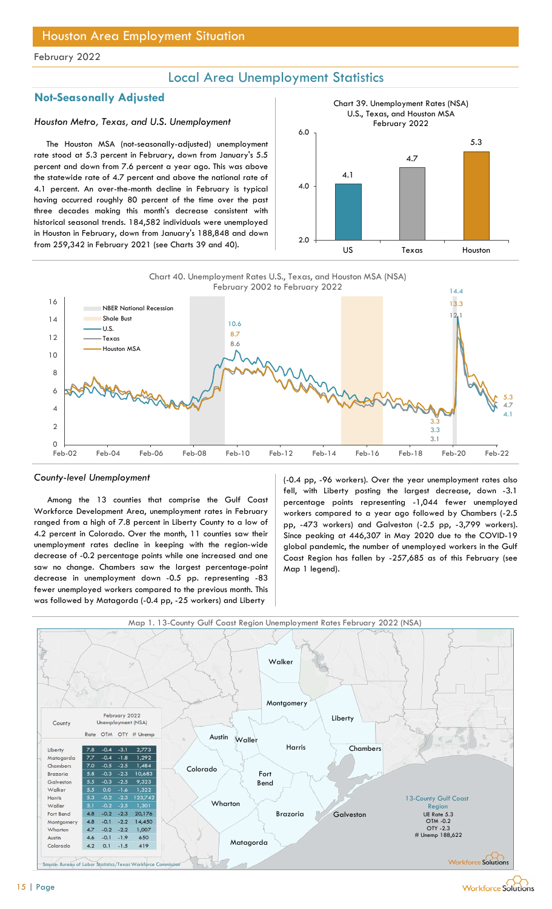# Houston Area Employment Situation

February 2022

## Local Area Unemployment Statistics

### Not-Seasonally Adjusted

*Houston Metro, Texas, and U.S. Unemployment*

The Houston MSA (not-seasonally-adjusted) unemployment rate stood at 5.3 percent in February, down from January's 5.5 percent and down from 7.6 percent a year ago. This was above the statewide rate of 4.7 percent and above the national rate of 4.1 percent. An over-the-month decline in February is typical having occurred roughly 80 percent of the time over the past three decades making this month's decrease consistent with historical seasonal trends. 184,582 individuals were unemployed in Houston in February, down from January's 188,848 and down from 259,342 in February 2021 (see Charts 39 and 40).

Chart 39. Unemployment Rates (NSA) U.S., Texas, and Houston MSA February 2022

| | US | Texas | Houston |
|---|---|---|---|
| Rate | 4.1 | 4.7 | 5.3 |

Chart 40. Unemployment Rates U.S., Texas, and Houston MSA (NSA) February 2002 to February 2022

Legend: NBER National Recession; Shale Bust; U.S.; Texas; Houston MSA

Labels: 10.6, 8.7, 8.6; 14.4, 13.3, 12.1; 3.3, 3.3, 3.1; 5.3, 4.7, 4.1

*County-level Unemployment*

Among the 13 counties that comprise the Gulf Coast Workforce Development Area, unemployment rates in February ranged from a high of 7.8 percent in Liberty County to a low of 4.2 percent in Colorado. Over the month, 11 counties saw their unemployment rates decline in keeping with the region-wide decrease of -0.2 percentage points while one increased and one saw no change. Chambers saw the largest percentage-point decrease in unemployment down -0.5 pp. representing -83 fewer unemployed workers compared to the previous month. This was followed by Matagorda (-0.4 pp, -25 workers) and Liberty (-0.4 pp, -96 workers). Over the year unemployment rates also fell, with Liberty posting the largest decrease, down -3.1 percentage points representing -1,044 fewer unemployed workers compared to a year ago followed by Chambers (-2.5 pp, -473 workers) and Galveston (-2.5 pp, -3,799 workers). Since peaking at 446,307 in May 2020 due to the COVID-19 global pandemic, the number of unemployed workers in the Gulf Coast Region has fallen by -257,685 as of this February (see Map 1 legend).

Map 1. 13-County Gulf Coast Region Unemployment Rates February 2022 (NSA)

| County | February 2022 Unemployment (NSA) | | | |
|---|---|---|---|---|
| | Rate | OTM | OTY | # Unemp |
| Liberty | 7.8 | -0.4 | -3.1 | 2,773 |
| Matagorda | 7.7 | -0.4 | -1.8 | 1,292 |
| Chambers | 7.0 | -0.5 | -2.5 | 1,484 |
| Brazoria | 5.8 | -0.3 | -2.3 | 10,683 |
| Galveston | 5.5 | -0.3 | -2.5 | 9,323 |
| Walker | 5.5 | 0.0 | -1.6 | 1,322 |
| Harris | 5.3 | -0.2 | -2.3 | 123,742 |
| Waller | 5.1 | -0.2 | -2.5 | 1,301 |
| Fort Bend | 4.8 | -0.2 | -2.3 | 20,176 |
| Montgomery | 4.8 | -0.1 | -2.2 | 14,450 |
| Wharton | 4.7 | -0.2 | -2.2 | 1,007 |
| Austin | 4.6 | -0.1 | -1.9 | 650 |
| Colorado | 4.2 | 0.1 | -1.5 | 419 |

13-County Gulf Coast Region: UE Rate 5.3; OTM -0.2; OTY -2.3; # Unemp 188,622

Source: Bureau of Labor Statistics/Texas Workforce Commission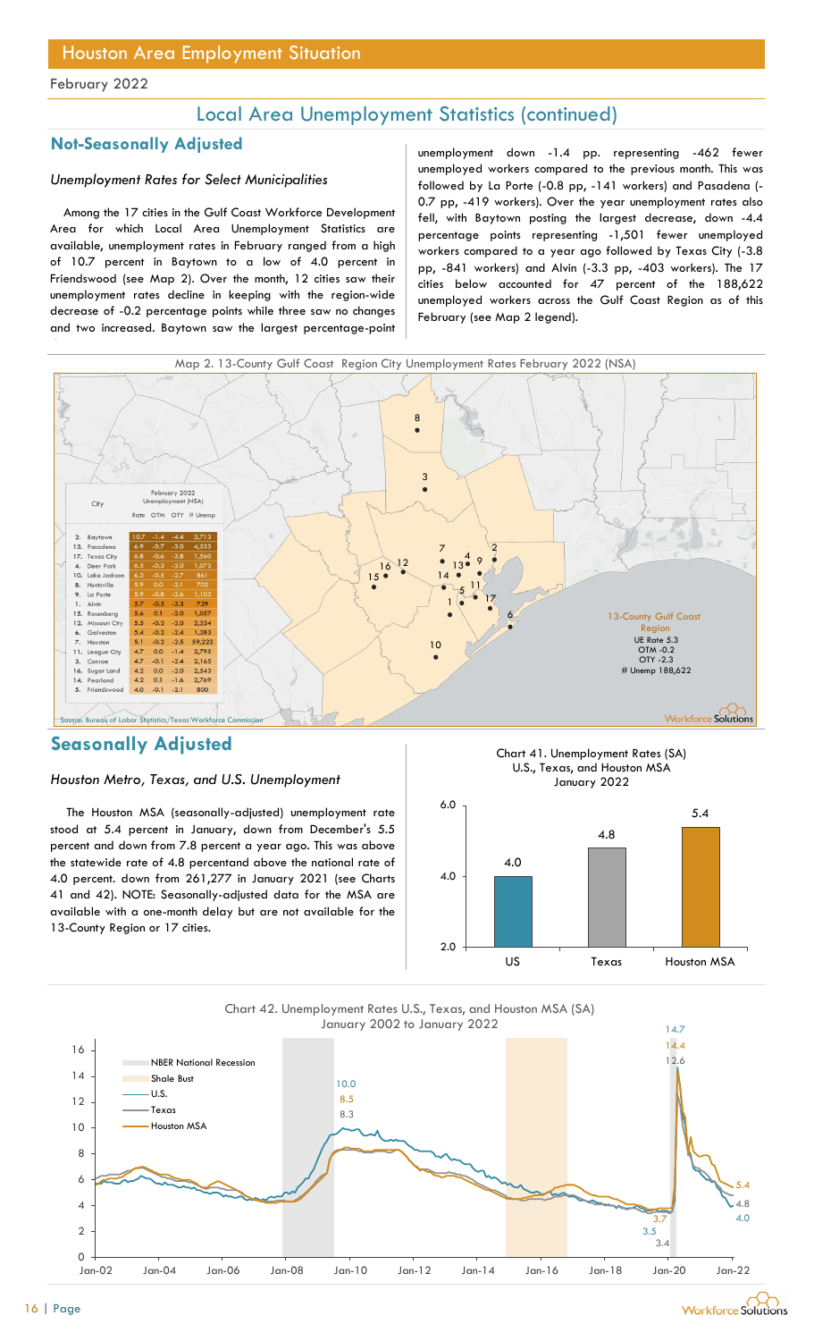# Houston Area Employment Situation

February 2022

## Local Area Unemployment Statistics (continued)

### Not-Seasonally Adjusted

*Unemployment Rates for Select Municipalities*

Among the 17 cities in the Gulf Coast Workforce Development Area for which Local Area Unemployment Statistics are available, unemployment rates in February ranged from a high of 10.7 percent in Baytown to a low of 4.0 percent in Friendswood (see Map 2). Over the month, 12 cities saw their unemployment rates decline in keeping with the region-wide decrease of -0.2 percentage points while three saw no changes and two increased. Baytown saw the largest percentage-point unemployment down -1.4 pp. representing -462 fewer unemployed workers compared to the previous month. This was followed by La Porte (-0.8 pp, -141 workers) and Pasadena (-0.7 pp, -419 workers). Over the year unemployment rates also fell, with Baytown posting the largest decrease, down -4.4 percentage points representing -1,501 fewer unemployed workers compared to a year ago followed by Texas City (-3.8 pp, -841 workers) and Alvin (-3.3 pp, -403 workers). The 17 cities below accounted for 47 percent of the 188,622 unemployed workers across the Gulf Coast Region as of this February (see Map 2 legend).

Map 2. 13-County Gulf Coast Region City Unemployment Rates February 2022 (NSA)

| City | February 2022 Unemployment (NSA) | | | |
|---|---|---|---|---|
| | Rate | OTM | OTY | # Unemp |
| 2. Baytown | 10.7 | -1.4 | -4.4 | 3,713 |
| 13. Pasadena | 6.9 | -0.7 | -3.0 | 4,533 |
| 17. Texas City | 6.8 | -0.6 | -3.8 | 1,560 |
| 4. Deer Park | 6.5 | -0.3 | -2.0 | 1,072 |
| 10. Lake Jackson | 6.3 | -0.5 | -2.7 | 861 |
| 8. Huntsville | 5.9 | 0.0 | -2.1 | 702 |
| 9. La Porte | 5.9 | -0.8 | -2.6 | 1,103 |
| 1. Alvin | 5.7 | -0.5 | -3.3 | 729 |
| 15. Rosenberg | 5.6 | 0.1 | -2.0 | 1,057 |
| 12. Missouri City | 5.5 | -0.2 | -2.0 | 2,234 |
| 6. Galveston | 5.4 | -0.2 | -2.4 | 1,283 |
| 7. Houston | 5.1 | -0.2 | -2.5 | 59,222 |
| 11. League City | 4.7 | 0.0 | -1.4 | 2,795 |
| 3. Conroe | 4.7 | -0.1 | -2.4 | 2,165 |
| 16. Sugar Land | 4.2 | 0.0 | -2.0 | 2,543 |
| 14. Pearland | 4.2 | 0.1 | -1.6 | 2,769 |
| 5. Friendswood | 4.0 | -0.1 | -2.1 | 800 |

13-County Gulf Coast Region
UE Rate 5.3
OTM -0.2
OTY -2.3
# Unemp 188,622

Source: Bureau of Labor Statistics/Texas Workforce Commission

### Seasonally Adjusted

*Houston Metro, Texas, and U.S. Unemployment*

The Houston MSA (seasonally-adjusted) unemployment rate stood at 5.4 percent in January, down from December's 5.5 percent and down from 7.8 percent a year ago. This was above the statewide rate of 4.8 percentand above the national rate of 4.0 percent. down from 261,277 in January 2021 (see Charts 41 and 42). NOTE: Seasonally-adjusted data for the MSA are available with a one-month delay but are not available for the 13-County Region or 17 cities.

Chart 41. Unemployment Rates (SA) U.S., Texas, and Houston MSA January 2022

| | US | Texas | Houston MSA |
|---|---|---|---|
| Rate | 4.0 | 4.8 | 5.4 |

Chart 42. Unemployment Rates U.S., Texas, and Houston MSA (SA) January 2002 to January 2022

Legend: NBER National Recession; Shale Bust; U.S.; Texas; Houston MSA

Labeled values: 10.0, 8.5, 8.3 (2009–2010 peak); 3.7, 3.5, 3.4 (early 2020 low); 14.7, 14.4, 12.6 (2020 peak); 5.4, 4.8, 4.0 (Jan-22)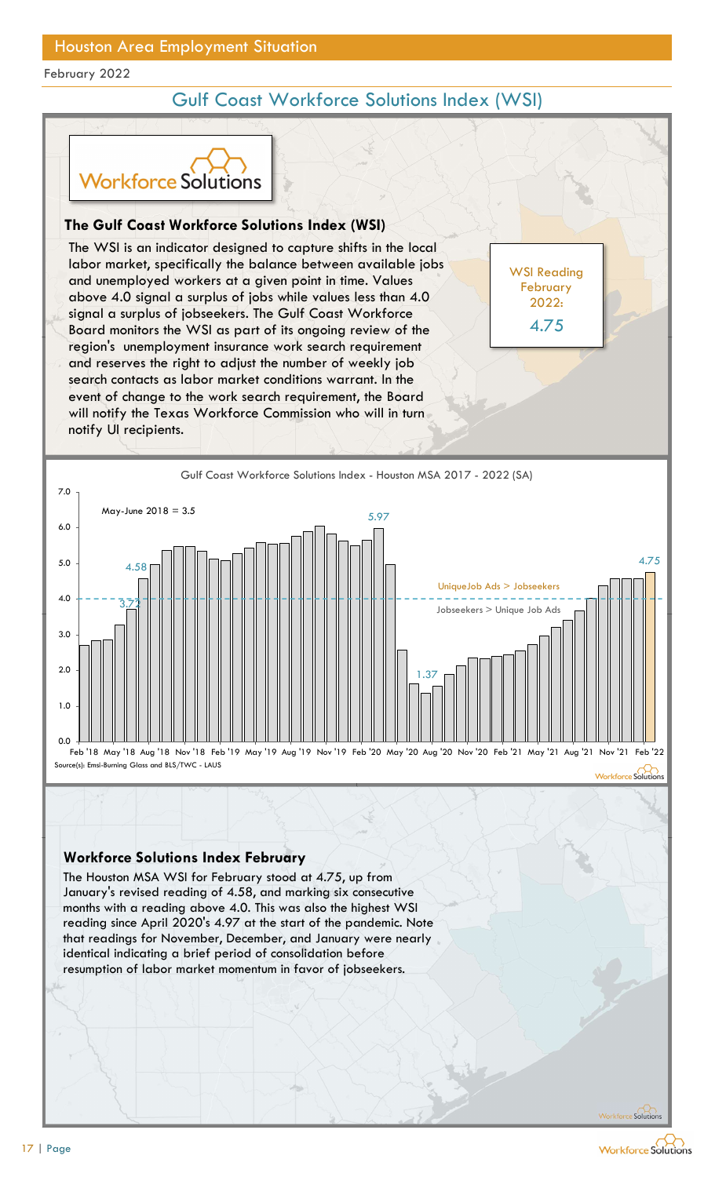Houston Area Employment Situation

February 2022

## Gulf Coast Workforce Solutions Index (WSI)

### The Gulf Coast Workforce Solutions Index (WSI)

The WSI is an indicator designed to capture shifts in the local labor market, specifically the balance between available jobs and unemployed workers at a given point in time. Values above 4.0 signal a surplus of jobs while values less than 4.0 signal a surplus of jobseekers. The Gulf Coast Workforce Board monitors the WSI as part of its ongoing review of the region's unemployment insurance work search requirement and reserves the right to adjust the number of weekly job search contacts as labor market conditions warrant. In the event of change to the work search requirement, the Board will notify the Texas Workforce Commission who will in turn notify UI recipients.

WSI Reading February 2022: 4.75

Gulf Coast Workforce Solutions Index - Houston MSA 2017 - 2022 (SA)

May-June 2018 = 3.5

UniqueJob Ads > Jobseekers

Jobseekers > Unique Job Ads

Source(s): Emsi-Burning Glass and BLS/TWC - LAUS

### Workforce Solutions Index February

The Houston MSA WSI for February stood at 4.75, up from January's revised reading of 4.58, and marking six consecutive months with a reading above 4.0. This was also the highest WSI reading since April 2020's 4.97 at the start of the pandemic. Note that readings for November, December, and January were nearly identical indicating a brief period of consolidation before resumption of labor market momentum in favor of jobseekers.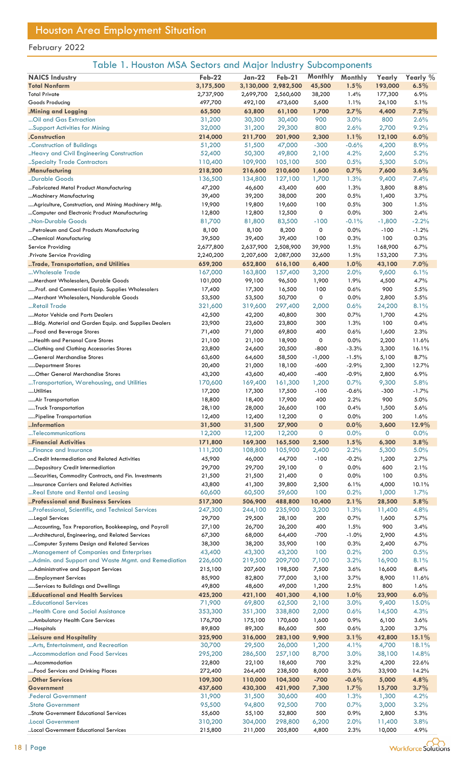# Houston Area Employment Situation

February 2022

## Table 1. Houston MSA Sectors and Major Industry Subcomponents

| NAICS Industry | Feb-22 | Jan-22 | Feb-21 | Monthly | Monthly | Yearly | Yearly % |
|---|---|---|---|---|---|---|---|
| **Total Nonfarm** | **3,175,500** | **3,130,000** | **2,982,500** | **45,500** | **1.5%** | **193,000** | **6.5%** |
| Total Private | 2,737,900 | 2,699,700 | 2,560,600 | 38,200 | 1.4% | 177,300 | 6.9% |
| Goods Producing | 497,700 | 492,100 | 473,600 | 5,600 | 1.1% | 24,100 | 5.1% |
| **.Mining and Logging** | **65,500** | **63,800** | **61,100** | **1,700** | **2.7%** | **4,400** | **7.2%** |
| ...Oil and Gas Extraction | 31,200 | 30,300 | 30,400 | 900 | 3.0% | 800 | 2.6% |
| ...Support Activities for Mining | 32,000 | 31,200 | 29,300 | 800 | 2.6% | 2,700 | 9.2% |
| **.Construction** | **214,000** | **211,700** | **201,900** | **2,300** | **1.1%** | **12,100** | **6.0%** |
| ..Construction of Buildings | 51,200 | 51,500 | 47,000 | -300 | -0.6% | 4,200 | 8.9% |
| ..Heavy and Civil Engineering Construction | 52,400 | 50,300 | 49,800 | 2,100 | 4.2% | 2,600 | 5.2% |
| ..Specialty Trade Contractors | 110,400 | 109,900 | 105,100 | 500 | 0.5% | 5,300 | 5.0% |
| **.Manufacturing** | **218,200** | **216,600** | **210,600** | **1,600** | **0.7%** | **7,600** | **3.6%** |
| ..Durable Goods | 136,500 | 134,800 | 127,100 | 1,700 | 1.3% | 9,400 | 7.4% |
| ...Fabricated Metal Product Manufacturing | 47,200 | 46,600 | 43,400 | 600 | 1.3% | 3,800 | 8.8% |
| ...Machinery Manufacturing | 39,400 | 39,200 | 38,000 | 200 | 0.5% | 1,400 | 3.7% |
| ....Agriculture, Construction, and Mining Machinery Mfg. | 19,900 | 19,800 | 19,600 | 100 | 0.5% | 300 | 1.5% |
| ...Computer and Electronic Product Manufacturing | 12,800 | 12,800 | 12,500 | 0 | 0.0% | 300 | 2.4% |
| ..Non-Durable Goods | 81,700 | 81,800 | 83,500 | -100 | -0.1% | -1,800 | -2.2% |
| ...Petroleum and Coal Products Manufacturing | 8,100 | 8,100 | 8,200 | 0 | 0.0% | -100 | -1.2% |
| ...Chemical Manufacturing | 39,500 | 39,400 | 39,400 | 100 | 0.3% | 100 | 0.3% |
| Service Providing | 2,677,800 | 2,637,900 | 2,508,900 | 39,900 | 1.5% | 168,900 | 6.7% |
| .Private Service Providing | 2,240,200 | 2,207,600 | 2,087,000 | 32,600 | 1.5% | 153,200 | 7.3% |
| **..Trade, Transportation, and Utilities** | **659,200** | **652,800** | **616,100** | **6,400** | **1.0%** | **43,100** | **7.0%** |
| ...Wholesale Trade | 167,000 | 163,800 | 157,400 | 3,200 | 2.0% | 9,600 | 6.1% |
| ....Merchant Wholesalers, Durable Goods | 101,000 | 99,100 | 96,500 | 1,900 | 1.9% | 4,500 | 4.7% |
| .....Prof. and Commercial Equip. Supplies Wholesalers | 17,400 | 17,300 | 16,500 | 100 | 0.6% | 900 | 5.5% |
| ....Merchant Wholesalers, Nondurable Goods | 53,500 | 53,500 | 50,700 | 0 | 0.0% | 2,800 | 5.5% |
| ...Retail Trade | 321,600 | 319,600 | 297,400 | 2,000 | 0.6% | 24,200 | 8.1% |
| ....Motor Vehicle and Parts Dealers | 42,500 | 42,200 | 40,800 | 300 | 0.7% | 1,700 | 4.2% |
| ....Bldg. Material and Garden Equip. and Supplies Dealers | 23,900 | 23,600 | 23,800 | 300 | 1.3% | 100 | 0.4% |
| ....Food and Beverage Stores | 71,400 | 71,000 | 69,800 | 400 | 0.6% | 1,600 | 2.3% |
| ....Health and Personal Care Stores | 21,100 | 21,100 | 18,900 | 0 | 0.0% | 2,200 | 11.6% |
| ....Clothing and Clothing Accessories Stores | 23,800 | 24,600 | 20,500 | -800 | -3.3% | 3,300 | 16.1% |
| ....General Merchandise Stores | 63,600 | 64,600 | 58,500 | -1,000 | -1.5% | 5,100 | 8.7% |
| .....Department Stores | 20,400 | 21,000 | 18,100 | -600 | -2.9% | 2,300 | 12.7% |
| .....Other General Merchandise Stores | 43,200 | 43,600 | 40,400 | -400 | -0.9% | 2,800 | 6.9% |
| ...Transportation, Warehousing, and Utilities | 170,600 | 169,400 | 161,300 | 1,200 | 0.7% | 9,300 | 5.8% |
| ....Utilities | 17,200 | 17,300 | 17,500 | -100 | -0.6% | -300 | -1.7% |
| .....Air Transportation | 18,800 | 18,400 | 17,900 | 400 | 2.2% | 900 | 5.0% |
| .....Truck Transportation | 28,100 | 28,000 | 26,600 | 100 | 0.4% | 1,500 | 5.6% |
| .....Pipeline Transportation | 12,400 | 12,400 | 12,200 | 0 | 0.0% | 200 | 1.6% |
| **..Information** | **31,500** | **31,500** | **27,900** | **0** | **0.0%** | **3,600** | **12.9%** |
| ...Telecommunications | 12,200 | 12,200 | 12,200 | 0 | 0.0% | 0 | 0.0% |
| **..Financial Activities** | **171,800** | **169,300** | **165,500** | **2,500** | **1.5%** | **6,300** | **3.8%** |
| ...Finance and Insurance | 111,200 | 108,800 | 105,900 | 2,400 | 2.2% | 5,300 | 5.0% |
| ....Credit Intermediation and Related Activities | 45,900 | 46,000 | 44,700 | -100 | -0.2% | 1,200 | 2.7% |
| .....Depository Credit Intermediation | 29,700 | 29,700 | 29,100 | 0 | 0.0% | 600 | 2.1% |
| ....Securities, Commodity Contracts, and Fin. Investments | 21,500 | 21,500 | 21,400 | 0 | 0.0% | 100 | 0.5% |
| ....Insurance Carriers and Related Activities | 43,800 | 41,300 | 39,800 | 2,500 | 6.1% | 4,000 | 10.1% |
| ...Real Estate and Rental and Leasing | 60,600 | 60,500 | 59,600 | 100 | 0.2% | 1,000 | 1.7% |
| **..Professional and Business Services** | **517,300** | **506,900** | **488,800** | **10,400** | **2.1%** | **28,500** | **5.8%** |
| ...Professional, Scientific, and Technical Services | 247,300 | 244,100 | 235,900 | 3,200 | 1.3% | 11,400 | 4.8% |
| ....Legal Services | 29,700 | 29,500 | 28,100 | 200 | 0.7% | 1,600 | 5.7% |
| ....Accounting, Tax Preparation, Bookkeeping, and Payroll | 27,100 | 26,700 | 26,200 | 400 | 1.5% | 900 | 3.4% |
| ....Architectural, Engineering, and Related Services | 67,300 | 68,000 | 64,400 | -700 | -1.0% | 2,900 | 4.5% |
| ....Computer Systems Design and Related Services | 38,300 | 38,200 | 35,900 | 100 | 0.3% | 2,400 | 6.7% |
| ...Management of Companies and Enterprises | 43,400 | 43,300 | 43,200 | 100 | 0.2% | 200 | 0.5% |
| ...Admin. and Support and Waste Mgmt. and Remediation | 226,600 | 219,500 | 209,700 | 7,100 | 3.2% | 16,900 | 8.1% |
| ....Administrative and Support Services | 215,100 | 207,600 | 198,500 | 7,500 | 3.6% | 16,600 | 8.4% |
| .....Employment Services | 85,900 | 82,800 | 77,000 | 3,100 | 3.7% | 8,900 | 11.6% |
| .....Services to Buildings and Dwellings | 49,800 | 48,600 | 49,000 | 1,200 | 2.5% | 800 | 1.6% |
| **..Educational and Health Services** | **425,200** | **421,100** | **401,300** | **4,100** | **1.0%** | **23,900** | **6.0%** |
| ...Educational Services | 71,900 | 69,800 | 62,500 | 2,100 | 3.0% | 9,400 | 15.0% |
| ...Health Care and Social Assistance | 353,300 | 351,300 | 338,800 | 2,000 | 0.6% | 14,500 | 4.3% |
| ....Ambulatory Health Care Services | 176,700 | 175,100 | 170,600 | 1,600 | 0.9% | 6,100 | 3.6% |
| ....Hospitals | 89,800 | 89,300 | 86,600 | 500 | 0.6% | 3,200 | 3.7% |
| **..Leisure and Hospitality** | **325,900** | **316,000** | **283,100** | **9,900** | **3.1%** | **42,800** | **15.1%** |
| ...Arts, Entertainment, and Recreation | 30,700 | 29,500 | 26,000 | 1,200 | 4.1% | 4,700 | 18.1% |
| ...Accommodation and Food Services | 295,200 | 286,500 | 257,100 | 8,700 | 3.0% | 38,100 | 14.8% |
| ....Accommodation | 22,800 | 22,100 | 18,600 | 700 | 3.2% | 4,200 | 22.6% |
| ....Food Services and Drinking Places | 272,400 | 264,400 | 238,500 | 8,000 | 3.0% | 33,900 | 14.2% |
| **..Other Services** | **109,300** | **110,000** | **104,300** | **-700** | **-0.6%** | **5,000** | **4.8%** |
| **Government** | **437,600** | **430,300** | **421,900** | **7,300** | **1.7%** | **15,700** | **3.7%** |
| .Federal Government | 31,900 | 31,500 | 30,600 | 400 | 1.3% | 1,300 | 4.2% |
| .State Government | 95,500 | 94,800 | 92,500 | 700 | 0.7% | 3,000 | 3.2% |
| ..State Government Educational Services | 55,600 | 55,100 | 52,800 | 500 | 0.9% | 2,800 | 5.3% |
| .Local Government | 310,200 | 304,000 | 298,800 | 6,200 | 2.0% | 11,400 | 3.8% |
| ..Local Government Educational Services | 215,800 | 211,000 | 205,800 | 4,800 | 2.3% | 10,000 | 4.9% |